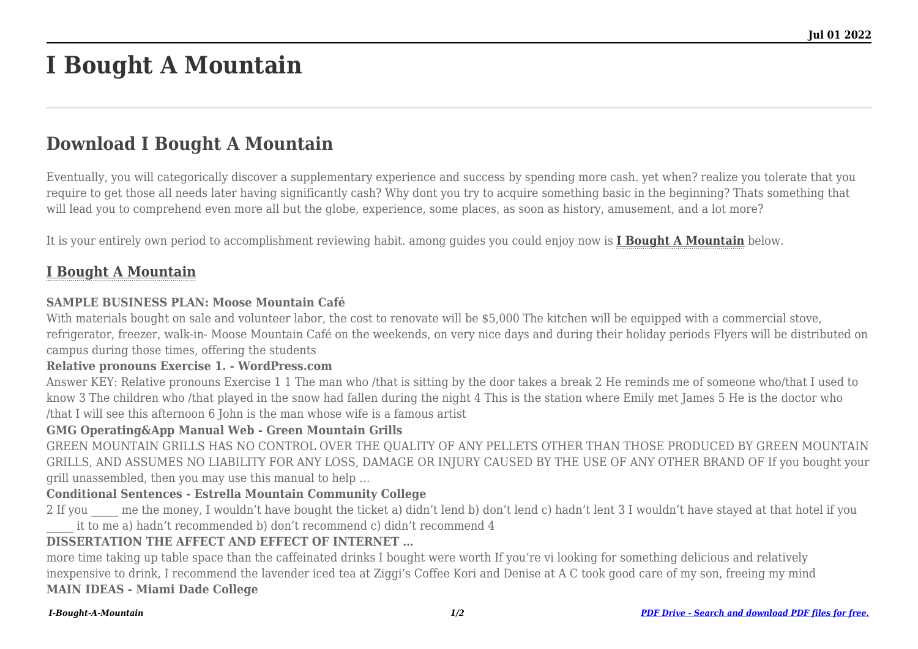# I Bought A Mountain

## Download I Bought A Mountain

Eventually, you will categorically discover a supplementary experience and success by spending more cash. yet when? realize you tolerate that you require to get those all needs later having significantly cash? Why dont you try to acquire something basic in the beginning? Thats something that will lead you to comprehend even more all but the globe, experience, some places, as soon as history, amusement, and a lot more?

It is your entirely own period to accomplishment reviewing habit. among guides you could enjoy now is **I Bought A Mountain** below.

### I Bought A Mountain

**SAMPLE BUSINESS PLAN: Moose Mountain Café**

With materials bought on sale and volunteer labor, the cost to renovate will be $5,000 The kitchen will be equipped with a commercial stove, refrigerator, freezer, walk-in- Moose Mountain Café on the weekends, on very nice days and during their holiday periods Flyers will be distributed on campus during those times, offering the students

**Relative pronouns Exercise 1. - WordPress.com**

Answer KEY: Relative pronouns Exercise 1 1 The man who /that is sitting by the door takes a break 2 He reminds me of someone who/that I used to know 3 The children who /that played in the snow had fallen during the night 4 This is the station where Emily met James 5 He is the doctor who /that I will see this afternoon 6 John is the man whose wife is a famous artist

**GMG Operating&App Manual Web - Green Mountain Grills**

GREEN MOUNTAIN GRILLS HAS NO CONTROL OVER THE QUALITY OF ANY PELLETS OTHER THAN THOSE PRODUCED BY GREEN MOUNTAIN GRILLS, AND ASSUMES NO LIABILITY FOR ANY LOSS, DAMAGE OR INJURY CAUSED BY THE USE OF ANY OTHER BRAND OF If you bought your grill unassembled, then you may use this manual to help …

**Conditional Sentences - Estrella Mountain Community College**

2 If you _____ me the money, I wouldn't have bought the ticket a) didn't lend b) don't lend c) hadn't lent 3 I wouldn't have stayed at that hotel if you _____ it to me a) hadn't recommended b) don't recommend c) didn't recommend 4

**DISSERTATION THE AFFECT AND EFFECT OF INTERNET …**

more time taking up table space than the caffeinated drinks I bought were worth If you're vi looking for something delicious and relatively inexpensive to drink, I recommend the lavender iced tea at Ziggi's Coffee Kori and Denise at A C took good care of my son, freeing my mind

**MAIN IDEAS - Miami Dade College**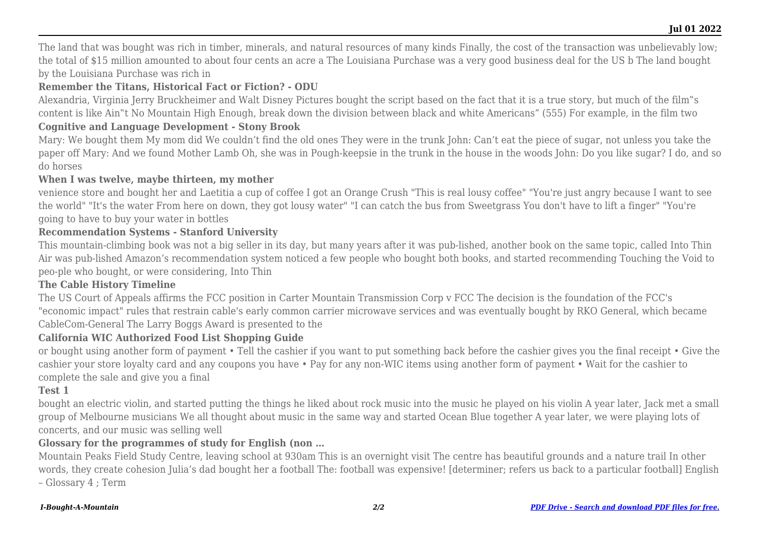The land that was bought was rich in timber, minerals, and natural resources of many kinds Finally, the cost of the transaction was unbelievably low; the total of $15 million amounted to about four cents an acre a The Louisiana Purchase was a very good business deal for the US b The land bought by the Louisiana Purchase was rich in

**Remember the Titans, Historical Fact or Fiction? - ODU**

Alexandria, Virginia Jerry Bruckheimer and Walt Disney Pictures bought the script based on the fact that it is a true story, but much of the film�much of the film‟s content is like Ain‟t No Mountain High Enough, break down the division between black and white Americans" (555) For example, in the film two

**Cognitive and Language Development - Stony Brook**

Mary: We bought them My mom did We couldn't find the old ones They were in the trunk John: Can't eat the piece of sugar, not unless you take the paper off Mary: And we found Mother Lamb Oh, she was in Pough-keepsie in the trunk in the house in the woods John: Do you like sugar? I do, and so do horses

**When I was twelve, maybe thirteen, my mother**

venience store and bought her and Laetitia a cup of coffee I got an Orange Crush "This is real lousy coffee" "You're just angry because I want to see the world" "It's the water From here on down, they got lousy water" "I can catch the bus from Sweetgrass You don't have to lift a finger" "You're going to have to buy your water in bottles

**Recommendation Systems - Stanford University**

This mountain-climbing book was not a big seller in its day, but many years after it was pub-lished, another book on the same topic, called Into Thin Air was pub-lished Amazon's recommendation system noticed a few people who bought both books, and started recommending Touching the Void to peo-ple who bought, or were considering, Into Thin

**The Cable History Timeline**

The US Court of Appeals affirms the FCC position in Carter Mountain Transmission Corp v FCC The decision is the foundation of the FCC's "economic impact" rules that restrain cable's early common carrier microwave services and was eventually bought by RKO General, which became CableCom-General The Larry Boggs Award is presented to the

**California WIC Authorized Food List Shopping Guide**

or bought using another form of payment • Tell the cashier if you want to put something back before the cashier gives you the final receipt • Give the cashier your store loyalty card and any coupons you have • Pay for any non-WIC items using another form of payment • Wait for the cashier to complete the sale and give you a final

**Test 1**

bought an electric violin, and started putting the things he liked about rock music into the music he played on his violin A year later, Jack met a small group of Melbourne musicians We all thought about music in the same way and started Ocean Blue together A year later, we were playing lots of concerts, and our music was selling well

**Glossary for the programmes of study for English (non …**

Mountain Peaks Field Study Centre, leaving school at 930am This is an overnight visit The centre has beautiful grounds and a nature trail In other words, they create cohesion Julia's dad bought her a football The: football was expensive! [determiner; refers us back to a particular football] English – Glossary 4 ; Term